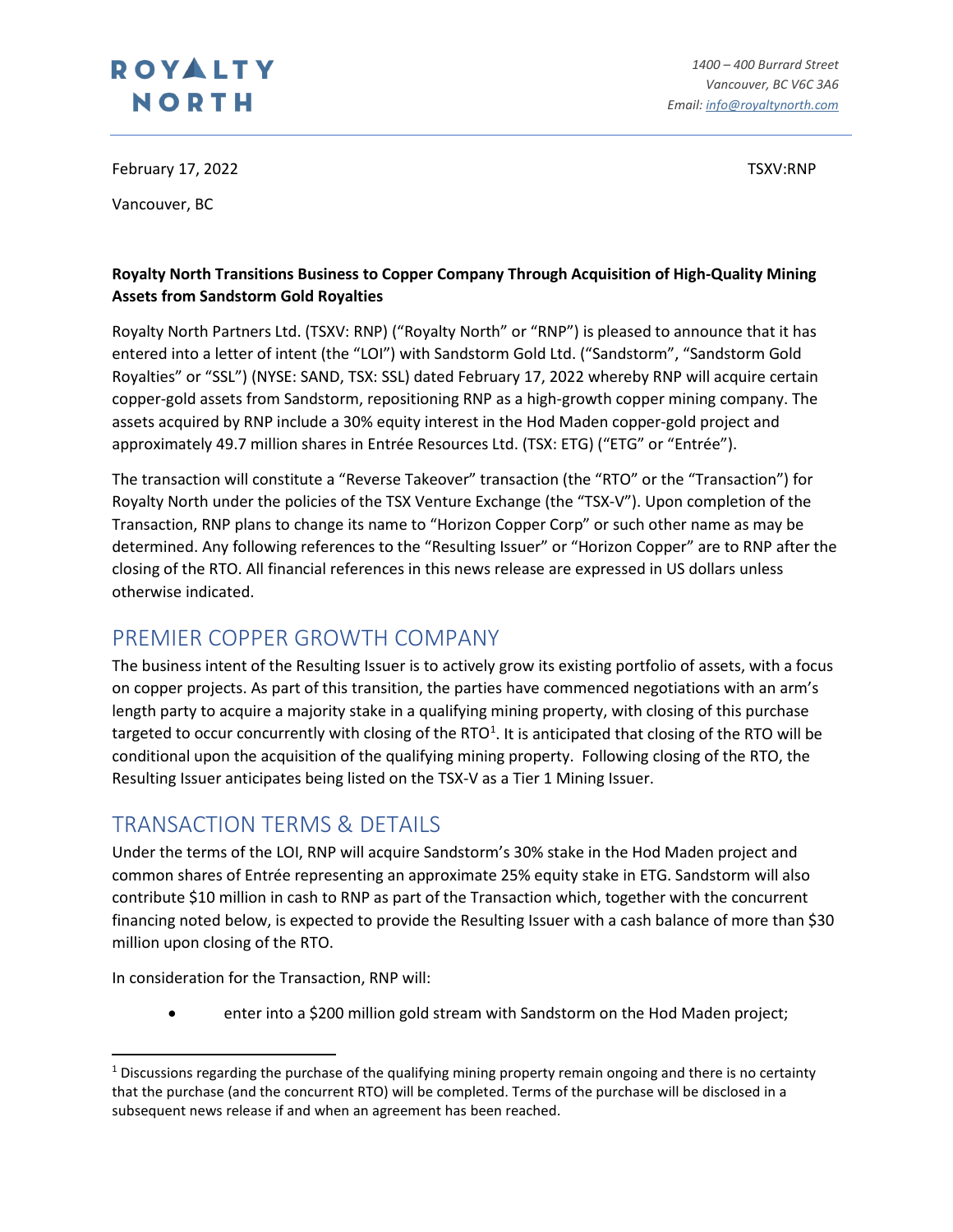# ROYALTY NORTH

*1400 – 400 Burrard Street*
*Vancouver, BC V6C 3A6*
*Email: info@royaltynorth.com*

February 17, 2022

TSXV:RNP

Vancouver, BC

**Royalty North Transitions Business to Copper Company Through Acquisition of High-Quality Mining Assets from Sandstorm Gold Royalties**

Royalty North Partners Ltd. (TSXV: RNP) ("Royalty North" or "RNP") is pleased to announce that it has entered into a letter of intent (the "LOI") with Sandstorm Gold Ltd. ("Sandstorm", "Sandstorm Gold Royalties" or "SSL") (NYSE: SAND, TSX: SSL) dated February 17, 2022 whereby RNP will acquire certain copper-gold assets from Sandstorm, repositioning RNP as a high-growth copper mining company. The assets acquired by RNP include a 30% equity interest in the Hod Maden copper-gold project and approximately 49.7 million shares in Entrée Resources Ltd. (TSX: ETG) ("ETG" or "Entrée").

The transaction will constitute a "Reverse Takeover" transaction (the "RTO" or the "Transaction") for Royalty North under the policies of the TSX Venture Exchange (the "TSX-V"). Upon completion of the Transaction, RNP plans to change its name to "Horizon Copper Corp" or such other name as may be determined. Any following references to the "Resulting Issuer" or "Horizon Copper" are to RNP after the closing of the RTO. All financial references in this news release are expressed in US dollars unless otherwise indicated.

## PREMIER COPPER GROWTH COMPANY

The business intent of the Resulting Issuer is to actively grow its existing portfolio of assets, with a focus on copper projects. As part of this transition, the parties have commenced negotiations with an arm's length party to acquire a majority stake in a qualifying mining property, with closing of this purchase targeted to occur concurrently with closing of the RTO[1]. It is anticipated that closing of the RTO will be conditional upon the acquisition of the qualifying mining property. Following closing of the RTO, the Resulting Issuer anticipates being listed on the TSX-V as a Tier 1 Mining Issuer.

## TRANSACTION TERMS & DETAILS

Under the terms of the LOI, RNP will acquire Sandstorm's 30% stake in the Hod Maden project and common shares of Entrée representing an approximate 25% equity stake in ETG. Sandstorm will also contribute $10 million in cash to RNP as part of the Transaction which, together with the concurrent financing noted below, is expected to provide the Resulting Issuer with a cash balance of more than $30 million upon closing of the RTO.

In consideration for the Transaction, RNP will:

- enter into a $200 million gold stream with Sandstorm on the Hod Maden project;

[1] Discussions regarding the purchase of the qualifying mining property remain ongoing and there is no certainty that the purchase (and the concurrent RTO) will be completed. Terms of the purchase will be disclosed in a subsequent news release if and when an agreement has been reached.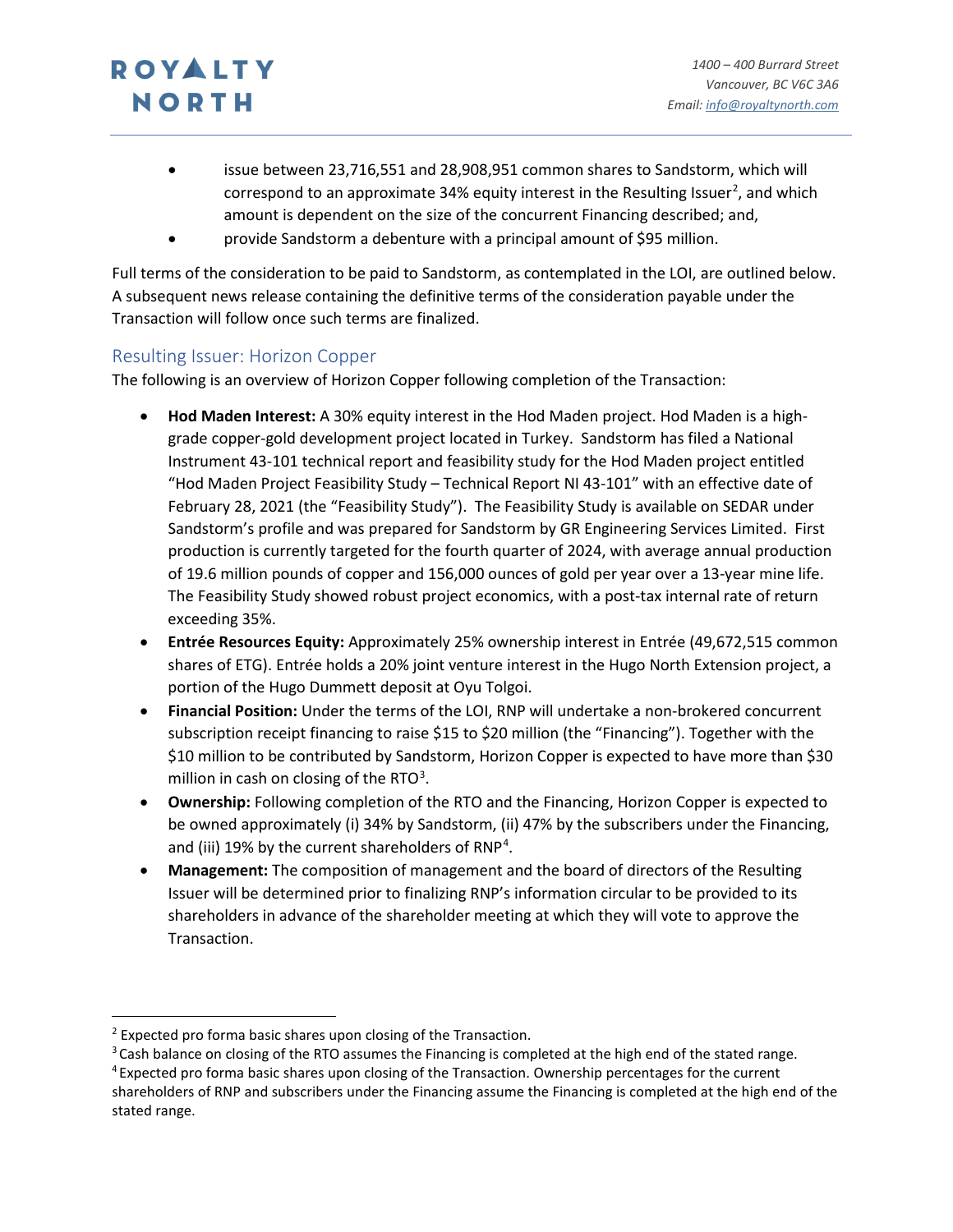- issue between 23,716,551 and 28,908,951 common shares to Sandstorm, which will correspond to an approximate 34% equity interest in the Resulting Issuer[2], and which amount is dependent on the size of the concurrent Financing described; and,
- provide Sandstorm a debenture with a principal amount of $95 million.

Full terms of the consideration to be paid to Sandstorm, as contemplated in the LOI, are outlined below. A subsequent news release containing the definitive terms of the consideration payable under the Transaction will follow once such terms are finalized.

## Resulting Issuer: Horizon Copper

The following is an overview of Horizon Copper following completion of the Transaction:

- **Hod Maden Interest:** A 30% equity interest in the Hod Maden project. Hod Maden is a high-grade copper-gold development project located in Turkey. Sandstorm has filed a National Instrument 43-101 technical report and feasibility study for the Hod Maden project entitled "Hod Maden Project Feasibility Study – Technical Report NI 43-101" with an effective date of February 28, 2021 (the "Feasibility Study"). The Feasibility Study is available on SEDAR under Sandstorm's profile and was prepared for Sandstorm by GR Engineering Services Limited. First production is currently targeted for the fourth quarter of 2024, with average annual production of 19.6 million pounds of copper and 156,000 ounces of gold per year over a 13-year mine life. The Feasibility Study showed robust project economics, with a post-tax internal rate of return exceeding 35%.
- **Entrée Resources Equity:** Approximately 25% ownership interest in Entrée (49,672,515 common shares of ETG). Entrée holds a 20% joint venture interest in the Hugo North Extension project, a portion of the Hugo Dummett deposit at Oyu Tolgoi.
- **Financial Position:** Under the terms of the LOI, RNP will undertake a non-brokered concurrent subscription receipt financing to raise $15 to $20 million (the "Financing"). Together with the $10 million to be contributed by Sandstorm, Horizon Copper is expected to have more than $30 million in cash on closing of the RTO[3].
- **Ownership:** Following completion of the RTO and the Financing, Horizon Copper is expected to be owned approximately (i) 34% by Sandstorm, (ii) 47% by the subscribers under the Financing, and (iii) 19% by the current shareholders of RNP[4].
- **Management:** The composition of management and the board of directors of the Resulting Issuer will be determined prior to finalizing RNP's information circular to be provided to its shareholders in advance of the shareholder meeting at which they will vote to approve the Transaction.

---

[2] Expected pro forma basic shares upon closing of the Transaction.

[3] Cash balance on closing of the RTO assumes the Financing is completed at the high end of the stated range.

[4] Expected pro forma basic shares upon closing of the Transaction. Ownership percentages for the current shareholders of RNP and subscribers under the Financing assume the Financing is completed at the high end of the stated range.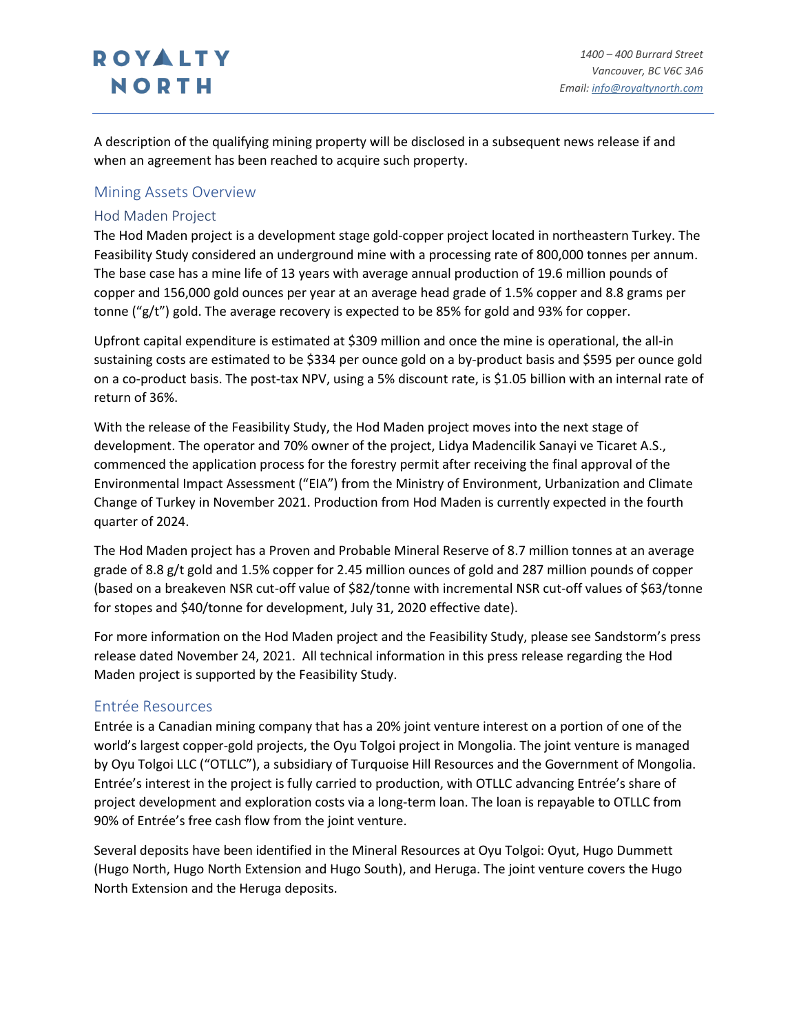A description of the qualifying mining property will be disclosed in a subsequent news release if and when an agreement has been reached to acquire such property.

## Mining Assets Overview

### Hod Maden Project

The Hod Maden project is a development stage gold-copper project located in northeastern Turkey. The Feasibility Study considered an underground mine with a processing rate of 800,000 tonnes per annum. The base case has a mine life of 13 years with average annual production of 19.6 million pounds of copper and 156,000 gold ounces per year at an average head grade of 1.5% copper and 8.8 grams per tonne ("g/t") gold. The average recovery is expected to be 85% for gold and 93% for copper.

Upfront capital expenditure is estimated at $309 million and once the mine is operational, the all-in sustaining costs are estimated to be $334 per ounce gold on a by-product basis and $595 per ounce gold on a co-product basis. The post-tax NPV, using a 5% discount rate, is $1.05 billion with an internal rate of return of 36%.

With the release of the Feasibility Study, the Hod Maden project moves into the next stage of development. The operator and 70% owner of the project, Lidya Madencilik Sanayi ve Ticaret A.S., commenced the application process for the forestry permit after receiving the final approval of the Environmental Impact Assessment ("EIA") from the Ministry of Environment, Urbanization and Climate Change of Turkey in November 2021. Production from Hod Maden is currently expected in the fourth quarter of 2024.

The Hod Maden project has a Proven and Probable Mineral Reserve of 8.7 million tonnes at an average grade of 8.8 g/t gold and 1.5% copper for 2.45 million ounces of gold and 287 million pounds of copper (based on a breakeven NSR cut-off value of $82/tonne with incremental NSR cut-off values of $63/tonne for stopes and $40/tonne for development, July 31, 2020 effective date).

For more information on the Hod Maden project and the Feasibility Study, please see Sandstorm's press release dated November 24, 2021. All technical information in this press release regarding the Hod Maden project is supported by the Feasibility Study.

### Entrée Resources

Entrée is a Canadian mining company that has a 20% joint venture interest on a portion of one of the world's largest copper-gold projects, the Oyu Tolgoi project in Mongolia. The joint venture is managed by Oyu Tolgoi LLC ("OTLLC"), a subsidiary of Turquoise Hill Resources and the Government of Mongolia. Entrée's interest in the project is fully carried to production, with OTLLC advancing Entrée's share of project development and exploration costs via a long-term loan. The loan is repayable to OTLLC from 90% of Entrée's free cash flow from the joint venture.

Several deposits have been identified in the Mineral Resources at Oyu Tolgoi: Oyut, Hugo Dummett (Hugo North, Hugo North Extension and Hugo South), and Heruga. The joint venture covers the Hugo North Extension and the Heruga deposits.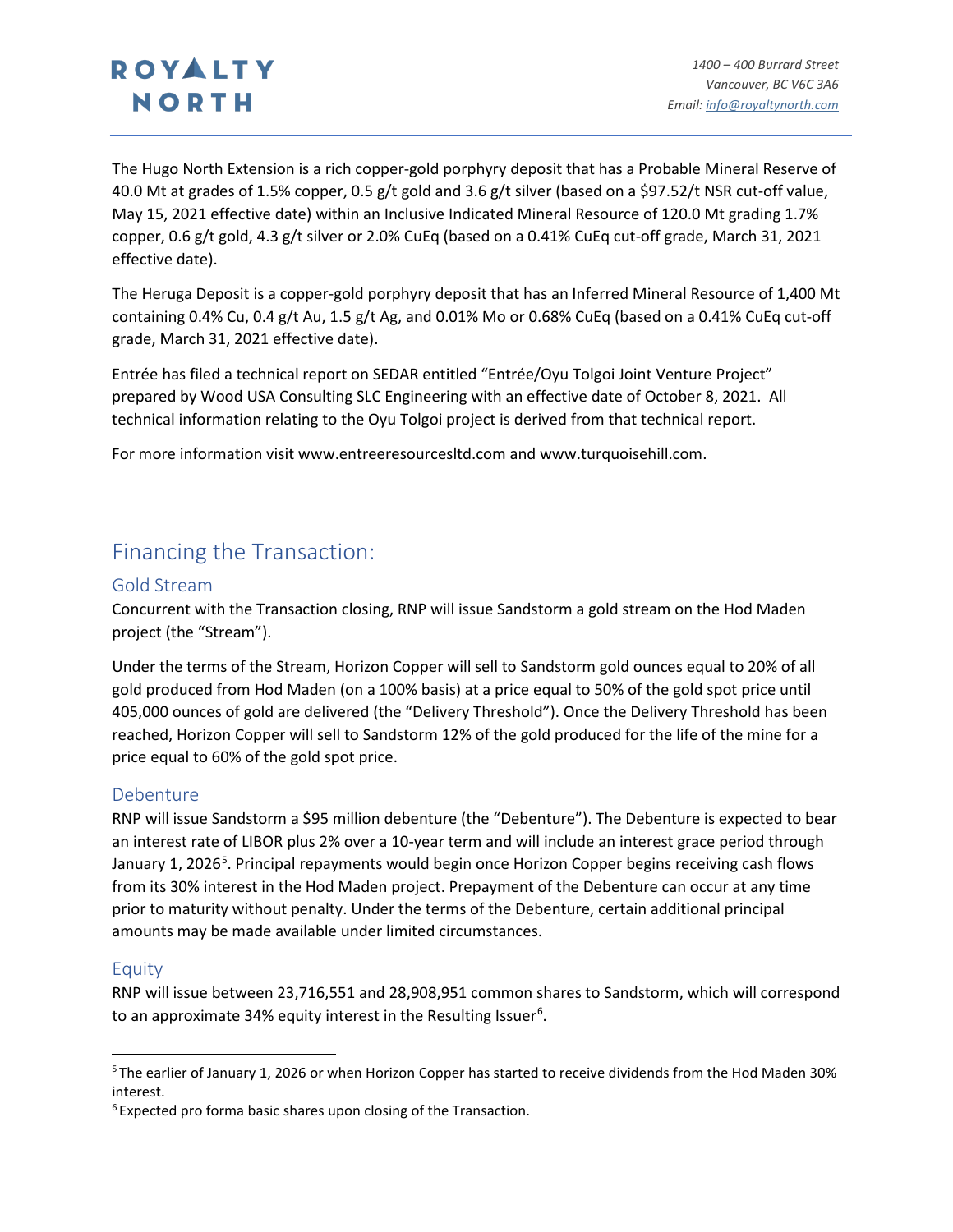The Hugo North Extension is a rich copper-gold porphyry deposit that has a Probable Mineral Reserve of 40.0 Mt at grades of 1.5% copper, 0.5 g/t gold and 3.6 g/t silver (based on a $97.52/t NSR cut-off value, May 15, 2021 effective date) within an Inclusive Indicated Mineral Resource of 120.0 Mt grading 1.7% copper, 0.6 g/t gold, 4.3 g/t silver or 2.0% CuEq (based on a 0.41% CuEq cut-off grade, March 31, 2021 effective date).

The Heruga Deposit is a copper-gold porphyry deposit that has an Inferred Mineral Resource of 1,400 Mt containing 0.4% Cu, 0.4 g/t Au, 1.5 g/t Ag, and 0.01% Mo or 0.68% CuEq (based on a 0.41% CuEq cut-off grade, March 31, 2021 effective date).

Entrée has filed a technical report on SEDAR entitled "Entrée/Oyu Tolgoi Joint Venture Project" prepared by Wood USA Consulting SLC Engineering with an effective date of October 8, 2021. All technical information relating to the Oyu Tolgoi project is derived from that technical report.

For more information visit www.entreeresourcesltd.com and www.turquoisehill.com.

## Financing the Transaction:

### Gold Stream

Concurrent with the Transaction closing, RNP will issue Sandstorm a gold stream on the Hod Maden project (the "Stream").

Under the terms of the Stream, Horizon Copper will sell to Sandstorm gold ounces equal to 20% of all gold produced from Hod Maden (on a 100% basis) at a price equal to 50% of the gold spot price until 405,000 ounces of gold are delivered (the "Delivery Threshold"). Once the Delivery Threshold has been reached, Horizon Copper will sell to Sandstorm 12% of the gold produced for the life of the mine for a price equal to 60% of the gold spot price.

### Debenture

RNP will issue Sandstorm a $95 million debenture (the "Debenture"). The Debenture is expected to bear an interest rate of LIBOR plus 2% over a 10-year term and will include an interest grace period through January 1, 2026[5]. Principal repayments would begin once Horizon Copper begins receiving cash flows from its 30% interest in the Hod Maden project. Prepayment of the Debenture can occur at any time prior to maturity without penalty. Under the terms of the Debenture, certain additional principal amounts may be made available under limited circumstances.

### Equity

RNP will issue between 23,716,551 and 28,908,951 common shares to Sandstorm, which will correspond to an approximate 34% equity interest in the Resulting Issuer[6].

---

[5] The earlier of January 1, 2026 or when Horizon Copper has started to receive dividends from the Hod Maden 30% interest.

[6] Expected pro forma basic shares upon closing of the Transaction.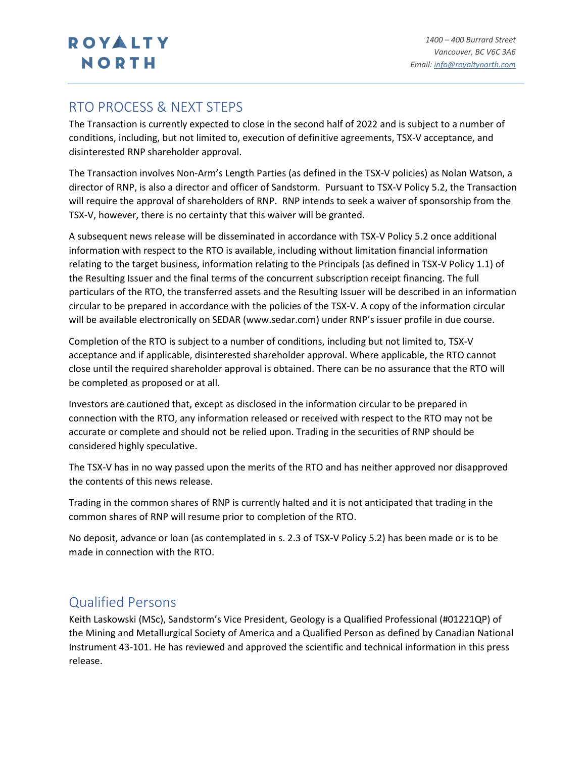## RTO PROCESS & NEXT STEPS

The Transaction is currently expected to close in the second half of 2022 and is subject to a number of conditions, including, but not limited to, execution of definitive agreements, TSX-V acceptance, and disinterested RNP shareholder approval.

The Transaction involves Non-Arm's Length Parties (as defined in the TSX-V policies) as Nolan Watson, a director of RNP, is also a director and officer of Sandstorm. Pursuant to TSX-V Policy 5.2, the Transaction will require the approval of shareholders of RNP. RNP intends to seek a waiver of sponsorship from the TSX-V, however, there is no certainty that this waiver will be granted.

A subsequent news release will be disseminated in accordance with TSX-V Policy 5.2 once additional information with respect to the RTO is available, including without limitation financial information relating to the target business, information relating to the Principals (as defined in TSX-V Policy 1.1) of the Resulting Issuer and the final terms of the concurrent subscription receipt financing. The full particulars of the RTO, the transferred assets and the Resulting Issuer will be described in an information circular to be prepared in accordance with the policies of the TSX-V. A copy of the information circular will be available electronically on SEDAR (www.sedar.com) under RNP's issuer profile in due course.

Completion of the RTO is subject to a number of conditions, including but not limited to, TSX-V acceptance and if applicable, disinterested shareholder approval. Where applicable, the RTO cannot close until the required shareholder approval is obtained. There can be no assurance that the RTO will be completed as proposed or at all.

Investors are cautioned that, except as disclosed in the information circular to be prepared in connection with the RTO, any information released or received with respect to the RTO may not be accurate or complete and should not be relied upon. Trading in the securities of RNP should be considered highly speculative.

The TSX-V has in no way passed upon the merits of the RTO and has neither approved nor disapproved the contents of this news release.

Trading in the common shares of RNP is currently halted and it is not anticipated that trading in the common shares of RNP will resume prior to completion of the RTO.

No deposit, advance or loan (as contemplated in s. 2.3 of TSX-V Policy 5.2) has been made or is to be made in connection with the RTO.

## Qualified Persons

Keith Laskowski (MSc), Sandstorm's Vice President, Geology is a Qualified Professional (#01221QP) of the Mining and Metallurgical Society of America and a Qualified Person as defined by Canadian National Instrument 43-101. He has reviewed and approved the scientific and technical information in this press release.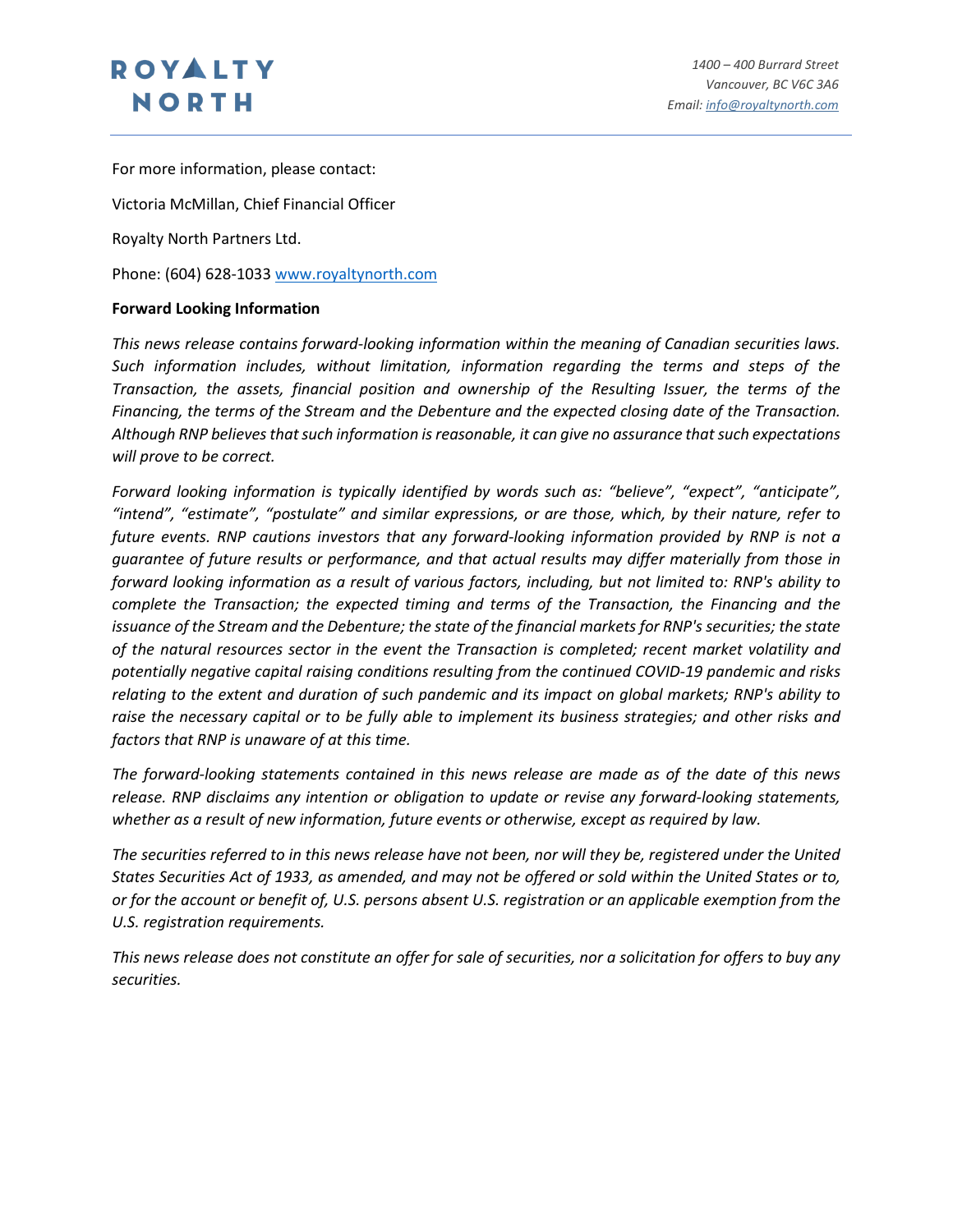For more information, please contact:

Victoria McMillan, Chief Financial Officer

Royalty North Partners Ltd.

Phone: (604) 628-1033 www.royaltynorth.com

**Forward Looking Information**

*This news release contains forward-looking information within the meaning of Canadian securities laws. Such information includes, without limitation, information regarding the terms and steps of the Transaction, the assets, financial position and ownership of the Resulting Issuer, the terms of the Financing, the terms of the Stream and the Debenture and the expected closing date of the Transaction. Although RNP believes that such information is reasonable, it can give no assurance that such expectations will prove to be correct.*

*Forward looking information is typically identified by words such as: "believe", "expect", "anticipate", "intend", "estimate", "postulate" and similar expressions, or are those, which, by their nature, refer to future events. RNP cautions investors that any forward-looking information provided by RNP is not a guarantee of future results or performance, and that actual results may differ materially from those in forward looking information as a result of various factors, including, but not limited to: RNP's ability to complete the Transaction; the expected timing and terms of the Transaction, the Financing and the issuance of the Stream and the Debenture; the state of the financial markets for RNP's securities; the state of the natural resources sector in the event the Transaction is completed; recent market volatility and potentially negative capital raising conditions resulting from the continued COVID-19 pandemic and risks relating to the extent and duration of such pandemic and its impact on global markets; RNP's ability to raise the necessary capital or to be fully able to implement its business strategies; and other risks and factors that RNP is unaware of at this time.*

*The forward-looking statements contained in this news release are made as of the date of this news release. RNP disclaims any intention or obligation to update or revise any forward-looking statements, whether as a result of new information, future events or otherwise, except as required by law.*

*The securities referred to in this news release have not been, nor will they be, registered under the United States Securities Act of 1933, as amended, and may not be offered or sold within the United States or to, or for the account or benefit of, U.S. persons absent U.S. registration or an applicable exemption from the U.S. registration requirements.*

*This news release does not constitute an offer for sale of securities, nor a solicitation for offers to buy any securities.*